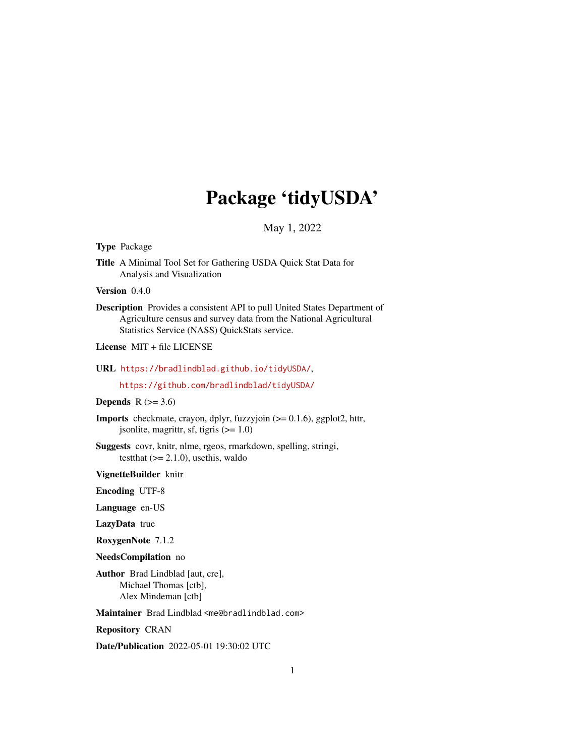# Package 'tidyUSDA'

May 1, 2022

**Type** Package

**Title** A Minimal Tool Set for Gathering USDA Quick Stat Data for Analysis and Visualization

**Version** 0.4.0

**Description** Provides a consistent API to pull United States Department of Agriculture census and survey data from the National Agricultural Statistics Service (NASS) QuickStats service.

**License** MIT + file LICENSE

**URL** https://bradlindblad.github.io/tidyUSDA/,
https://github.com/bradlindblad/tidyUSDA/

**Depends** R (>= 3.6)

**Imports** checkmate, crayon, dplyr, fuzzyjoin (>= 0.1.6), ggplot2, httr, jsonlite, magrittr, sf, tigris (>= 1.0)

**Suggests** covr, knitr, nlme, rgeos, rmarkdown, spelling, stringi, testthat (>= 2.1.0), usethis, waldo

**VignetteBuilder** knitr

**Encoding** UTF-8

**Language** en-US

**LazyData** true

**RoxygenNote** 7.1.2

**NeedsCompilation** no

**Author** Brad Lindblad [aut, cre],
Michael Thomas [ctb],
Alex Mindeman [ctb]

**Maintainer** Brad Lindblad <me@bradlindblad.com>

**Repository** CRAN

**Date/Publication** 2022-05-01 19:30:02 UTC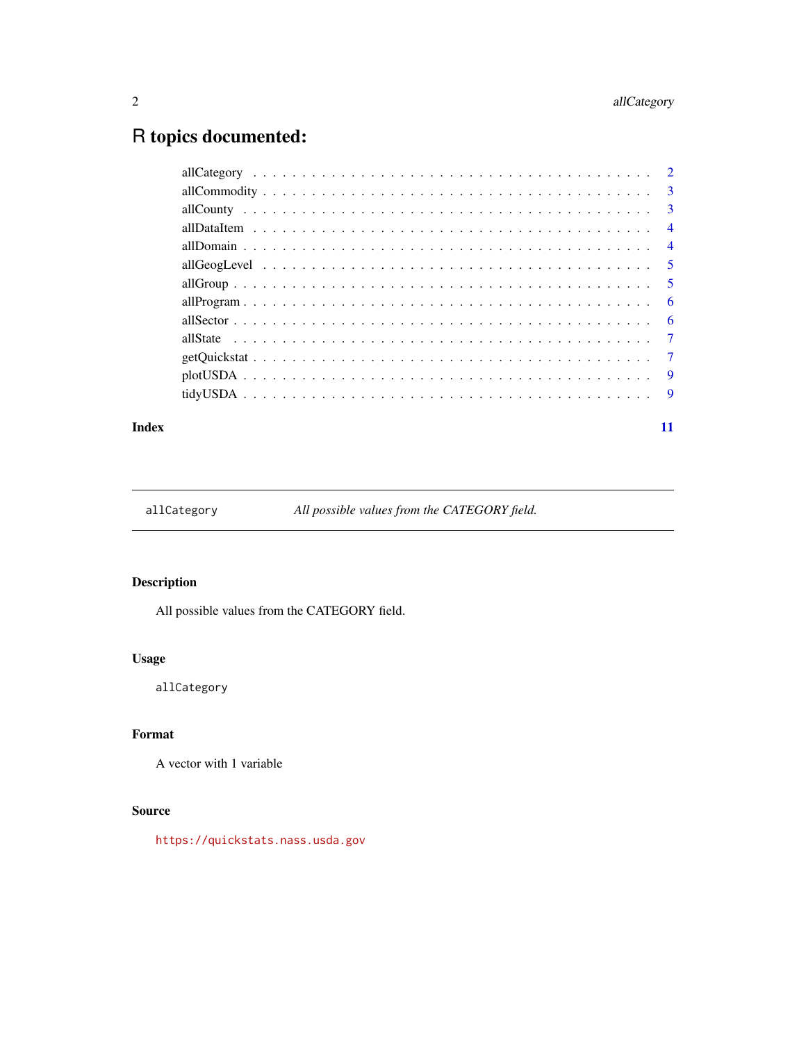# R topics documented:

- allCategory . . . . . . . . . . . . . . . . . . . . . . . . . . . . . . . . . . . . . . . 2
- allCommodity . . . . . . . . . . . . . . . . . . . . . . . . . . . . . . . . . . . . . . 3
- allCounty . . . . . . . . . . . . . . . . . . . . . . . . . . . . . . . . . . . . . . . . 3
- allDataItem . . . . . . . . . . . . . . . . . . . . . . . . . . . . . . . . . . . . . . . 4
- allDomain . . . . . . . . . . . . . . . . . . . . . . . . . . . . . . . . . . . . . . . . 4
- allGeogLevel . . . . . . . . . . . . . . . . . . . . . . . . . . . . . . . . . . . . . . 5
- allGroup . . . . . . . . . . . . . . . . . . . . . . . . . . . . . . . . . . . . . . . . 5
- allProgram . . . . . . . . . . . . . . . . . . . . . . . . . . . . . . . . . . . . . . . 6
- allSector . . . . . . . . . . . . . . . . . . . . . . . . . . . . . . . . . . . . . . . . 6
- allState . . . . . . . . . . . . . . . . . . . . . . . . . . . . . . . . . . . . . . . . 7
- getQuickstat . . . . . . . . . . . . . . . . . . . . . . . . . . . . . . . . . . . . . . 7
- plotUSDA . . . . . . . . . . . . . . . . . . . . . . . . . . . . . . . . . . . . . . . . 9
- tidyUSDA . . . . . . . . . . . . . . . . . . . . . . . . . . . . . . . . . . . . . . . . 9

**Index** 11

---

## `allCategory` — *All possible values from the CATEGORY field.*

---

### Description

All possible values from the CATEGORY field.

### Usage

```
allCategory
```

### Format

A vector with 1 variable

### Source

`https://quickstats.nass.usda.gov`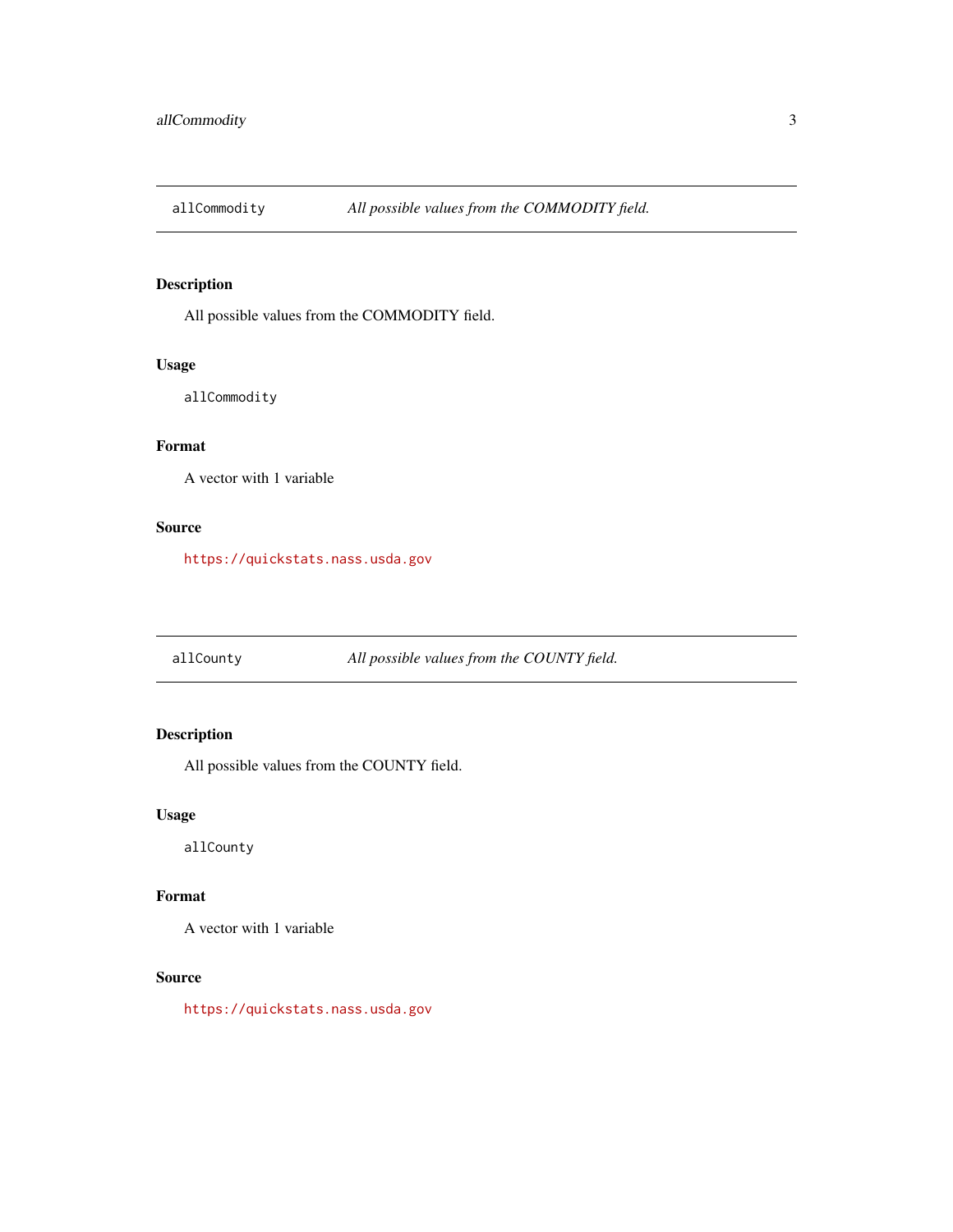## `allCommodity` *All possible values from the COMMODITY field.*

### Description

All possible values from the COMMODITY field.

### Usage

```
allCommodity
```

### Format

A vector with 1 variable

### Source

https://quickstats.nass.usda.gov

## `allCounty` *All possible values from the COUNTY field.*

### Description

All possible values from the COUNTY field.

### Usage

```
allCounty
```

### Format

A vector with 1 variable

### Source

https://quickstats.nass.usda.gov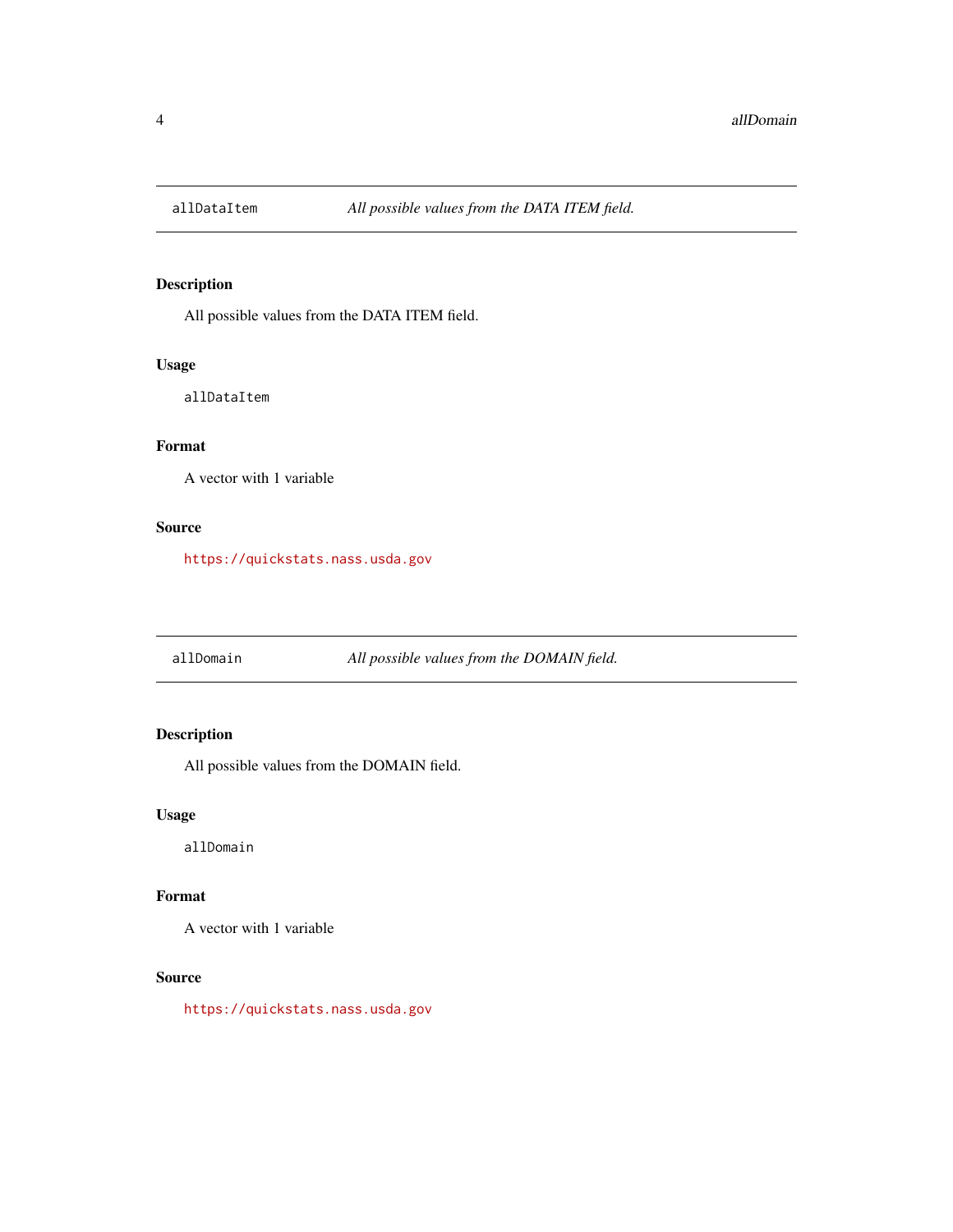## allDataItem — *All possible values from the DATA ITEM field.*

### Description

All possible values from the DATA ITEM field.

### Usage

```
allDataItem
```

### Format

A vector with 1 variable

### Source

https://quickstats.nass.usda.gov

## allDomain — *All possible values from the DOMAIN field.*

### Description

All possible values from the DOMAIN field.

### Usage

```
allDomain
```

### Format

A vector with 1 variable

### Source

https://quickstats.nass.usda.gov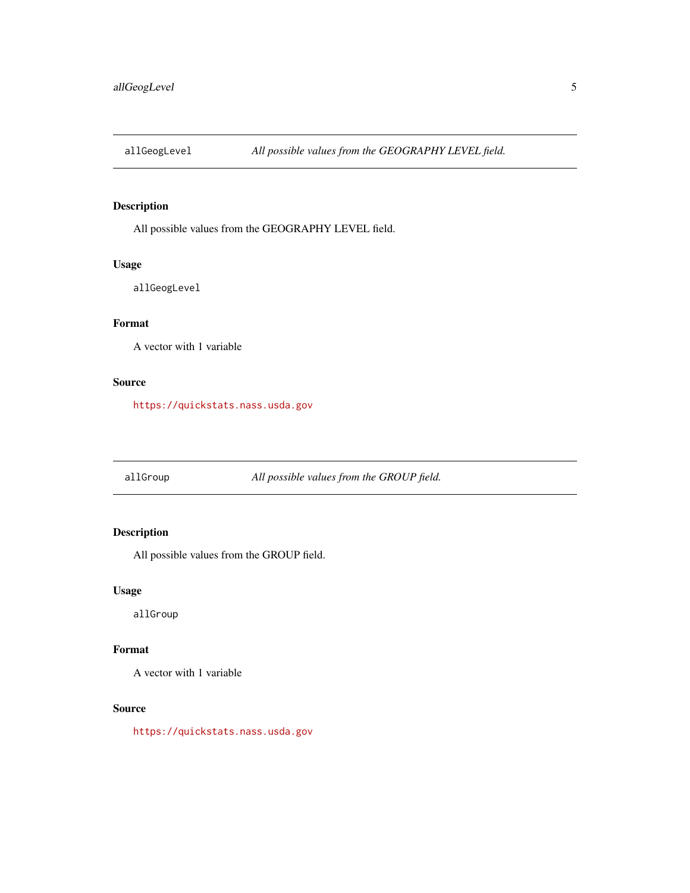## allGeogLevel — *All possible values from the GEOGRAPHY LEVEL field.*

### Description

All possible values from the GEOGRAPHY LEVEL field.

### Usage

```
allGeogLevel
```

### Format

A vector with 1 variable

### Source

https://quickstats.nass.usda.gov

## allGroup — *All possible values from the GROUP field.*

### Description

All possible values from the GROUP field.

### Usage

```
allGroup
```

### Format

A vector with 1 variable

### Source

https://quickstats.nass.usda.gov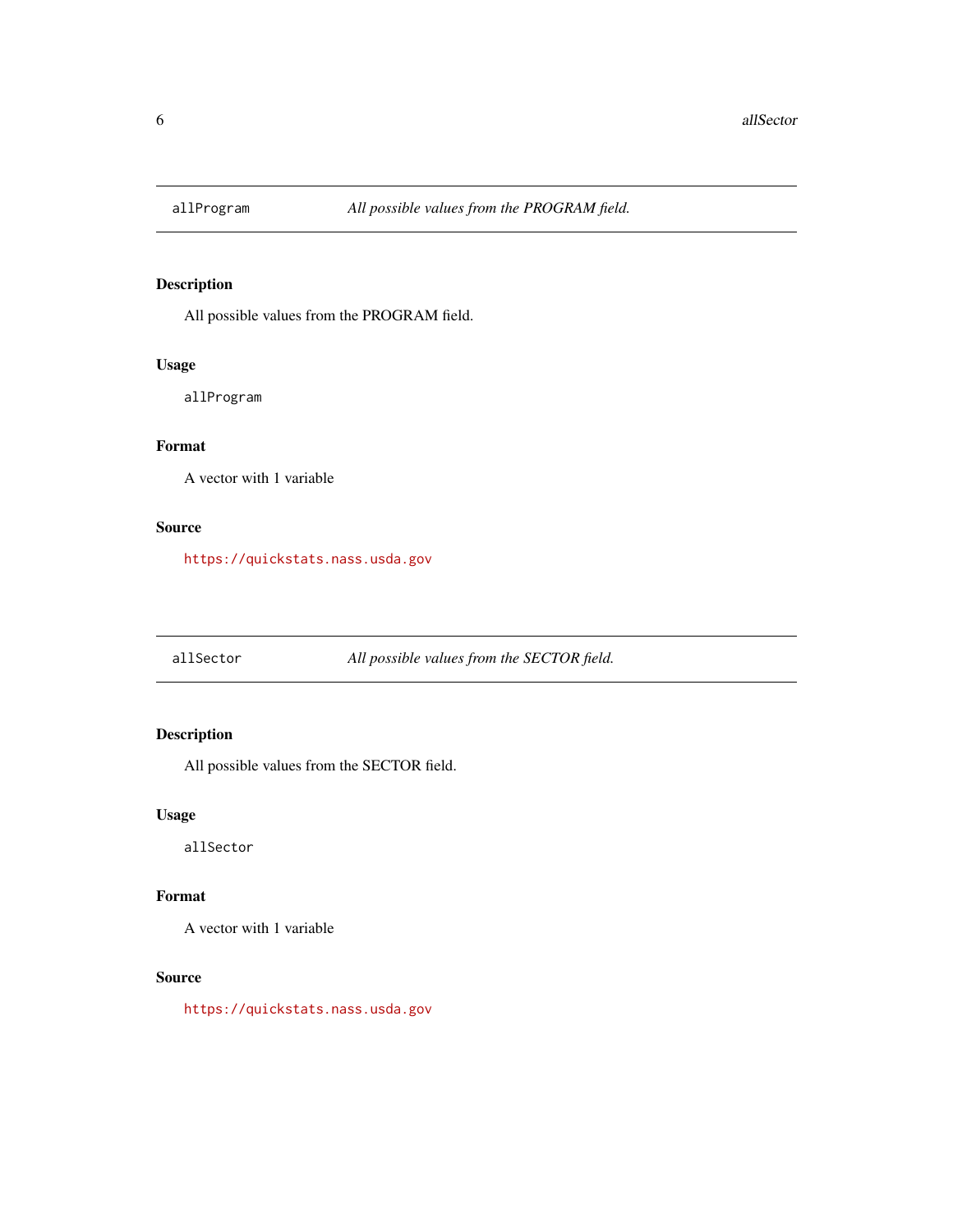## allProgram — *All possible values from the PROGRAM field.*

### Description

All possible values from the PROGRAM field.

### Usage

```
allProgram
```

### Format

A vector with 1 variable

### Source

https://quickstats.nass.usda.gov

## allSector — *All possible values from the SECTOR field.*

### Description

All possible values from the SECTOR field.

### Usage

```
allSector
```

### Format

A vector with 1 variable

### Source

https://quickstats.nass.usda.gov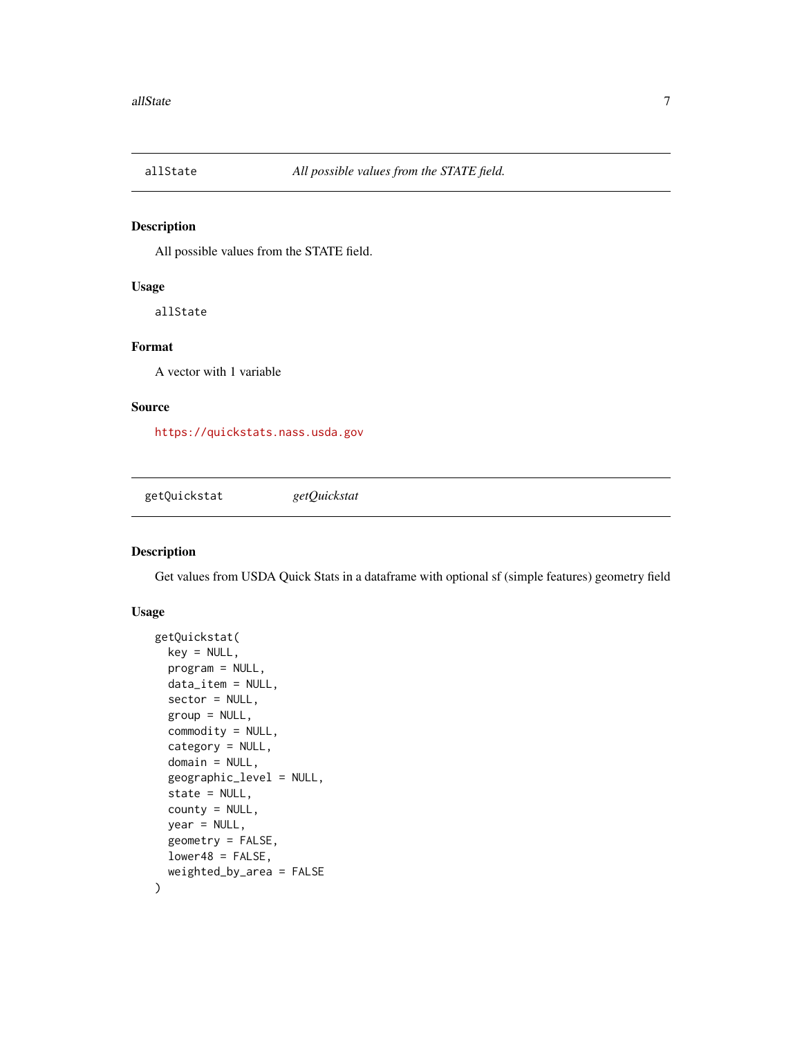## allState — *All possible values from the STATE field.*

### Description

All possible values from the STATE field.

### Usage

```
allState
```

### Format

A vector with 1 variable

### Source

https://quickstats.nass.usda.gov

## getQuickstat — *getQuickstat*

### Description

Get values from USDA Quick Stats in a dataframe with optional sf (simple features) geometry field

### Usage

```
getQuickstat(
  key = NULL,
  program = NULL,
  data_item = NULL,
  sector = NULL,
  group = NULL,
  commodity = NULL,
  category = NULL,
  domain = NULL,
  geographic_level = NULL,
  state = NULL,
  county = NULL,
  year = NULL,
  geometry = FALSE,
  lower48 = FALSE,
  weighted_by_area = FALSE
)
```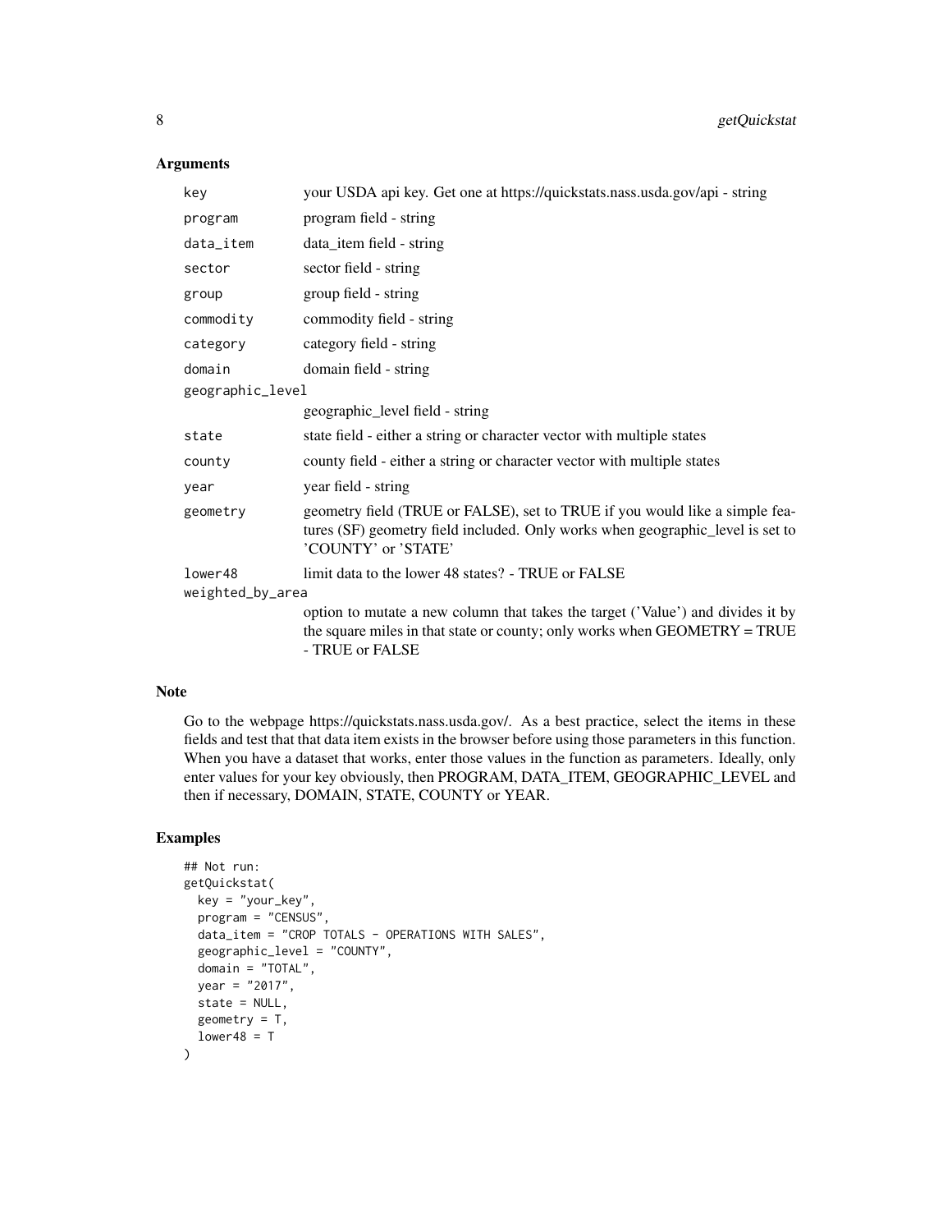## Arguments

| | |
|---|---|
| `key` | your USDA api key. Get one at https://quickstats.nass.usda.gov/api - string |
| `program` | program field - string |
| `data_item` | data_item field - string |
| `sector` | sector field - string |
| `group` | group field - string |
| `commodity` | commodity field - string |
| `category` | category field - string |
| `domain` | domain field - string |
| `geographic_level` | geographic_level field - string |
| `state` | state field - either a string or character vector with multiple states |
| `county` | county field - either a string or character vector with multiple states |
| `year` | year field - string |
| `geometry` | geometry field (TRUE or FALSE), set to TRUE if you would like a simple features (SF) geometry field included. Only works when geographic_level is set to 'COUNTY' or 'STATE' |
| `lower48` | limit data to the lower 48 states? - TRUE or FALSE |
| `weighted_by_area` | option to mutate a new column that takes the target ('Value') and divides it by the square miles in that state or county; only works when GEOMETRY = TRUE - TRUE or FALSE |

## Note

Go to the webpage https://quickstats.nass.usda.gov/. As a best practice, select the items in these fields and test that that data item exists in the browser before using those parameters in this function. When you have a dataset that works, enter those values in the function as parameters. Ideally, only enter values for your key obviously, then PROGRAM, DATA_ITEM, GEOGRAPHIC_LEVEL and then if necessary, DOMAIN, STATE, COUNTY or YEAR.

## Examples

```
## Not run:
getQuickstat(
  key = "your_key",
  program = "CENSUS",
  data_item = "CROP TOTALS - OPERATIONS WITH SALES",
  geographic_level = "COUNTY",
  domain = "TOTAL",
  year = "2017",
  state = NULL,
  geometry = T,
  lower48 = T
)
```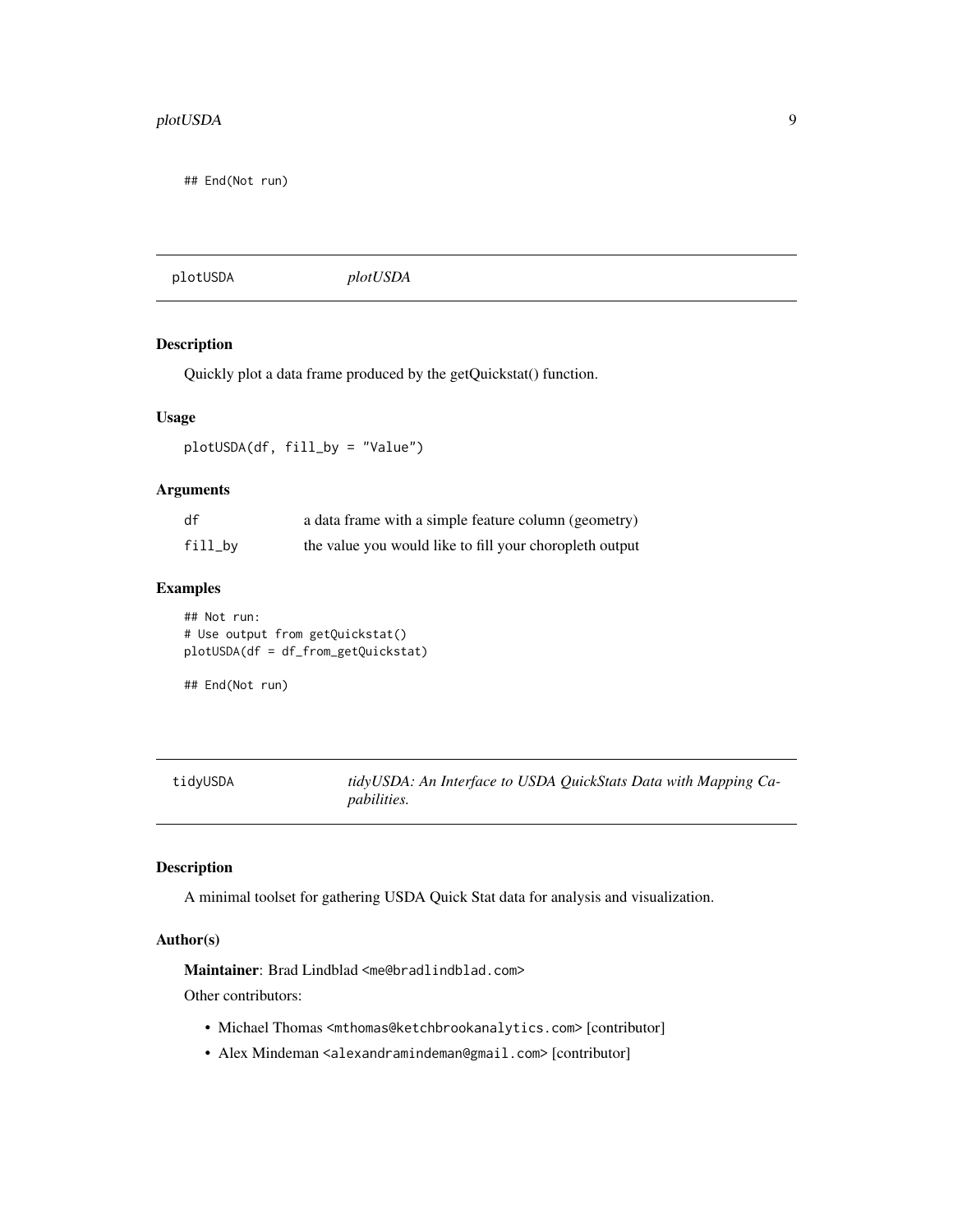```
## End(Not run)
```

## plotUSDA — *plotUSDA*

### Description

Quickly plot a data frame produced by the getQuickstat() function.

### Usage

```
plotUSDA(df, fill_by = "Value")
```

### Arguments

| | |
|---|---|
| df | a data frame with a simple feature column (geometry) |
| fill_by | the value you would like to fill your choropleth output |

### Examples

```
## Not run:
# Use output from getQuickstat()
plotUSDA(df = df_from_getQuickstat)

## End(Not run)
```

## tidyUSDA — *tidyUSDA: An Interface to USDA QuickStats Data with Mapping Capabilities.*

### Description

A minimal toolset for gathering USDA Quick Stat data for analysis and visualization.

### Author(s)

**Maintainer**: Brad Lindblad <me@bradlindblad.com>

Other contributors:

- Michael Thomas <mthomas@ketchbrookanalytics.com> [contributor]
- Alex Mindeman <alexandramindeman@gmail.com> [contributor]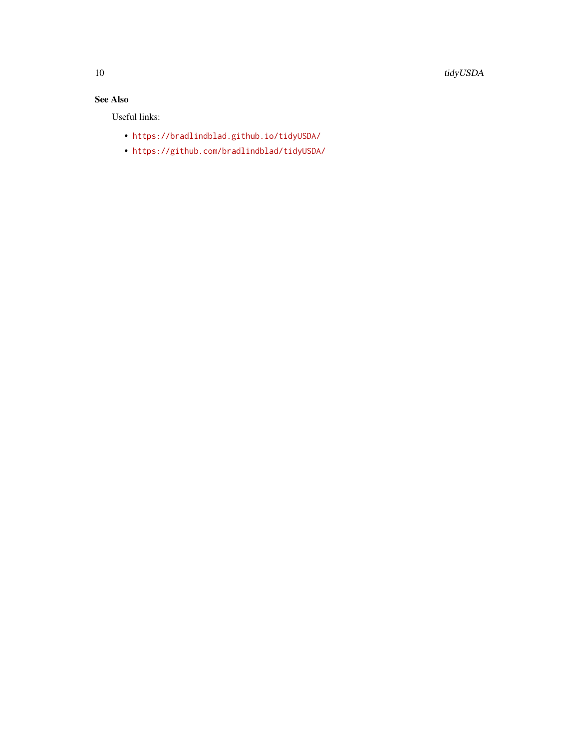### See Also

Useful links:

- https://bradlindblad.github.io/tidyUSDA/
- https://github.com/bradlindblad/tidyUSDA/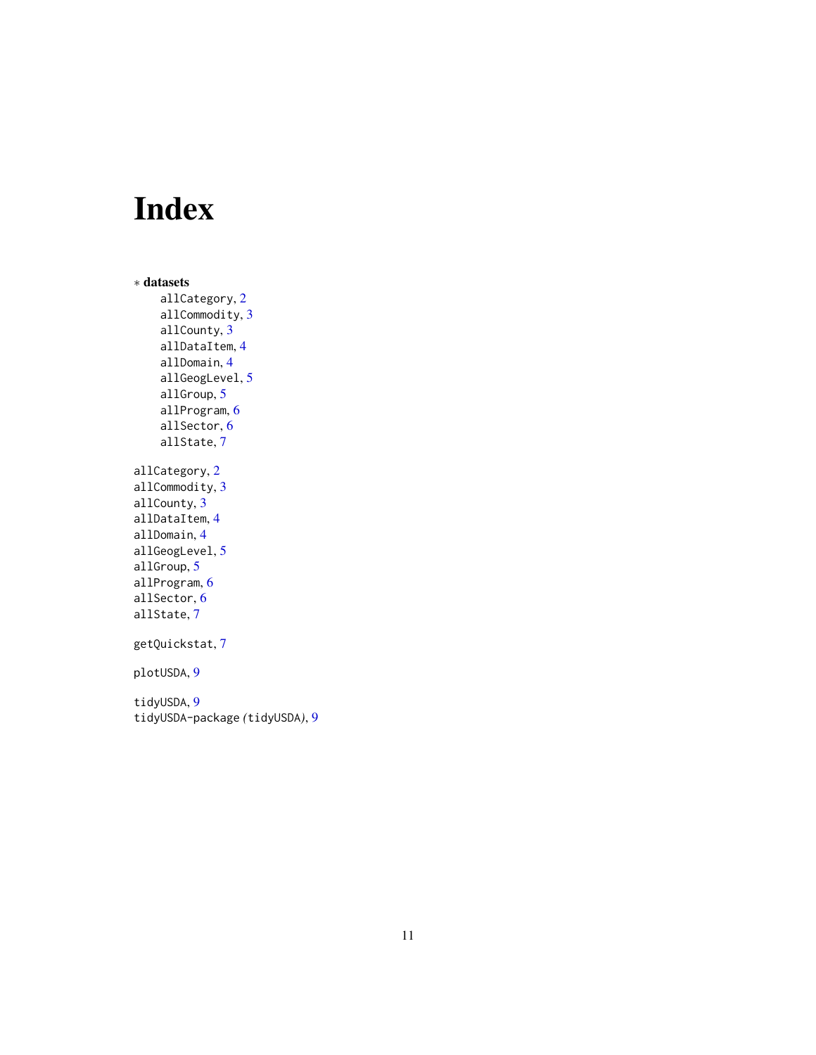# Index

∗ **datasets**
  allCategory, 2
  allCommodity, 3
  allCounty, 3
  allDataItem, 4
  allDomain, 4
  allGeogLevel, 5
  allGroup, 5
  allProgram, 6
  allSector, 6
  allState, 7

allCategory, 2
allCommodity, 3
allCounty, 3
allDataItem, 4
allDomain, 4
allGeogLevel, 5
allGroup, 5
allProgram, 6
allSector, 6
allState, 7

getQuickstat, 7

plotUSDA, 9

tidyUSDA, 9
tidyUSDA-package *(*tidyUSDA*)*, 9